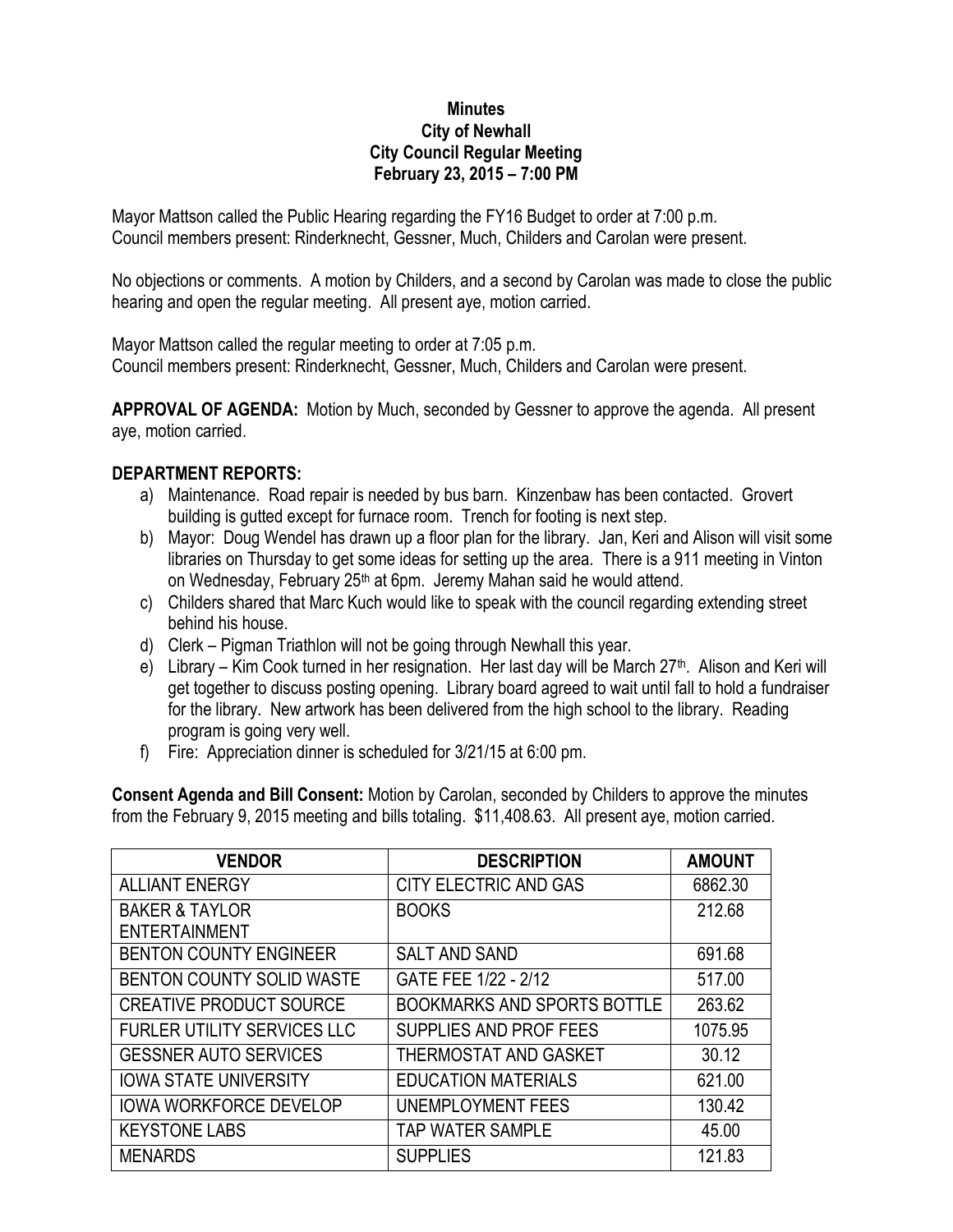**Minutes**
**City of Newhall**
**City Council Regular Meeting**
**February 23, 2015 – 7:00 PM**

Mayor Mattson called the Public Hearing regarding the FY16 Budget to order at 7:00 p.m.
Council members present: Rinderknecht, Gessner, Much, Childers and Carolan were present.

No objections or comments. A motion by Childers, and a second by Carolan was made to close the public hearing and open the regular meeting. All present aye, motion carried.

Mayor Mattson called the regular meeting to order at 7:05 p.m.
Council members present: Rinderknecht, Gessner, Much, Childers and Carolan were present.

**APPROVAL OF AGENDA:** Motion by Much, seconded by Gessner to approve the agenda. All present aye, motion carried.

**DEPARTMENT REPORTS:**

a) Maintenance. Road repair is needed by bus barn. Kinzenbaw has been contacted. Grovert building is gutted except for furnace room. Trench for footing is next step.
b) Mayor: Doug Wendel has drawn up a floor plan for the library. Jan, Keri and Alison will visit some libraries on Thursday to get some ideas for setting up the area. There is a 911 meeting in Vinton on Wednesday, February 25th at 6pm. Jeremy Mahan said he would attend.
c) Childers shared that Marc Kuch would like to speak with the council regarding extending street behind his house.
d) Clerk – Pigman Triathlon will not be going through Newhall this year.
e) Library – Kim Cook turned in her resignation. Her last day will be March 27th. Alison and Keri will get together to discuss posting opening. Library board agreed to wait until fall to hold a fundraiser for the library. New artwork has been delivered from the high school to the library. Reading program is going very well.
f) Fire: Appreciation dinner is scheduled for 3/21/15 at 6:00 pm.

**Consent Agenda and Bill Consent:** Motion by Carolan, seconded by Childers to approve the minutes from the February 9, 2015 meeting and bills totaling. $11,408.63. All present aye, motion carried.

| VENDOR | DESCRIPTION | AMOUNT |
|---|---|---|
| ALLIANT ENERGY | CITY ELECTRIC AND GAS | 6862.30 |
| BAKER & TAYLOR ENTERTAINMENT | BOOKS | 212.68 |
| BENTON COUNTY ENGINEER | SALT AND SAND | 691.68 |
| BENTON COUNTY SOLID WASTE | GATE FEE 1/22 - 2/12 | 517.00 |
| CREATIVE PRODUCT SOURCE | BOOKMARKS AND SPORTS BOTTLE | 263.62 |
| FURLER UTILITY SERVICES LLC | SUPPLIES AND PROF FEES | 1075.95 |
| GESSNER AUTO SERVICES | THERMOSTAT AND GASKET | 30.12 |
| IOWA STATE UNIVERSITY | EDUCATION MATERIALS | 621.00 |
| IOWA WORKFORCE DEVELOP | UNEMPLOYMENT FEES | 130.42 |
| KEYSTONE LABS | TAP WATER SAMPLE | 45.00 |
| MENARDS | SUPPLIES | 121.83 |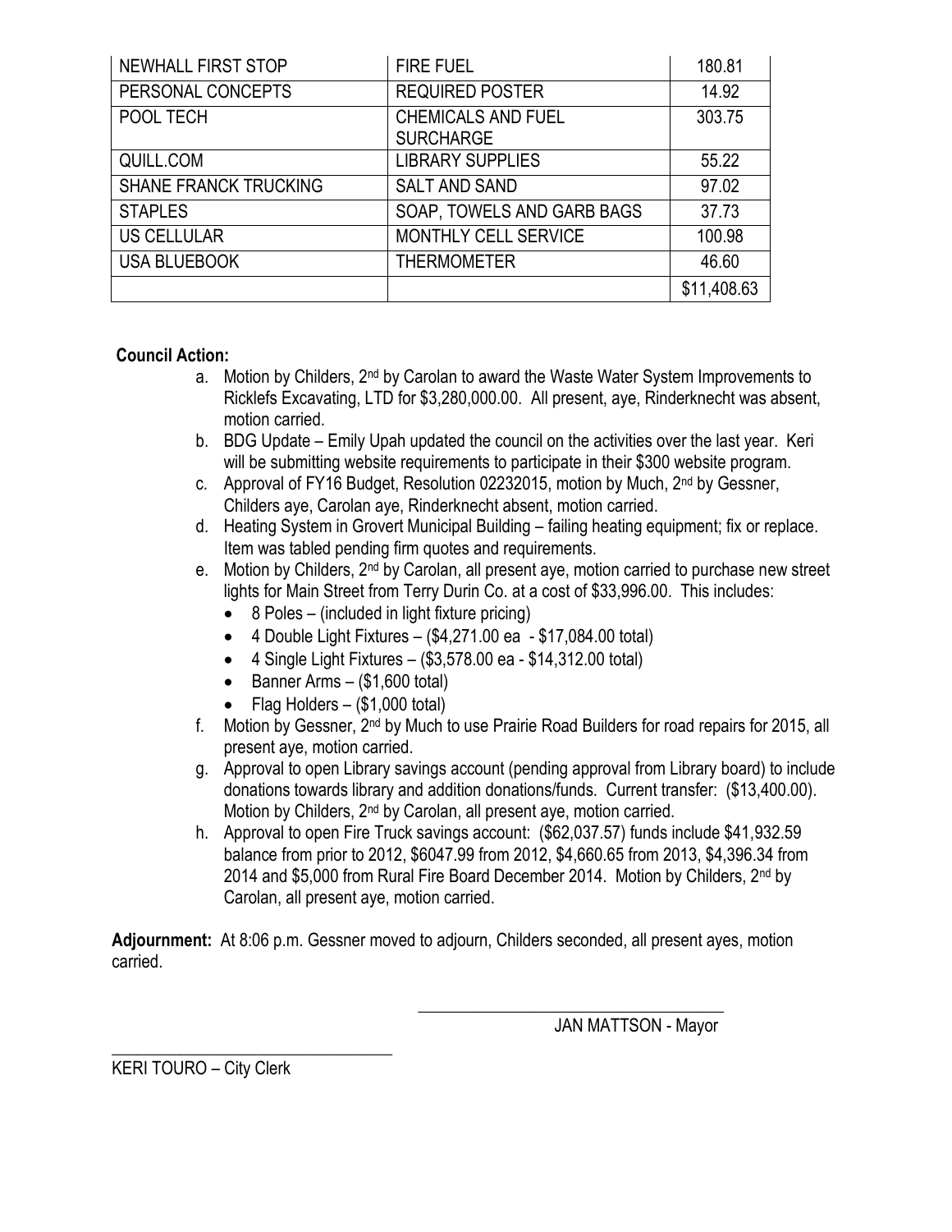| | | |
|---|---|---|
| NEWHALL FIRST STOP | FIRE FUEL | 180.81 |
| PERSONAL CONCEPTS | REQUIRED POSTER | 14.92 |
| POOL TECH | CHEMICALS AND FUEL SURCHARGE | 303.75 |
| QUILL.COM | LIBRARY SUPPLIES | 55.22 |
| SHANE FRANCK TRUCKING | SALT AND SAND | 97.02 |
| STAPLES | SOAP, TOWELS AND GARB BAGS | 37.73 |
| US CELLULAR | MONTHLY CELL SERVICE | 100.98 |
| USA BLUEBOOK | THERMOMETER | 46.60 |
| | | $11,408.63 |

**Council Action:**

a. Motion by Childers, 2nd by Carolan to award the Waste Water System Improvements to Ricklefs Excavating, LTD for $3,280,000.00. All present, aye, Rinderknecht was absent, motion carried.
b. BDG Update – Emily Upah updated the council on the activities over the last year. Keri will be submitting website requirements to participate in their $300 website program.
c. Approval of FY16 Budget, Resolution 02232015, motion by Much, 2nd by Gessner, Childers aye, Carolan aye, Rinderknecht absent, motion carried.
d. Heating System in Grovert Municipal Building – failing heating equipment; fix or replace. Item was tabled pending firm quotes and requirements.
e. Motion by Childers, 2nd by Carolan, all present aye, motion carried to purchase new street lights for Main Street from Terry Durin Co. at a cost of $33,996.00. This includes:
    - 8 Poles – (included in light fixture pricing)
    - 4 Double Light Fixtures – ($4,271.00 ea - $17,084.00 total)
    - 4 Single Light Fixtures – ($3,578.00 ea - $14,312.00 total)
    - Banner Arms – ($1,600 total)
    - Flag Holders – ($1,000 total)
f. Motion by Gessner, 2nd by Much to use Prairie Road Builders for road repairs for 2015, all present aye, motion carried.
g. Approval to open Library savings account (pending approval from Library board) to include donations towards library and addition donations/funds. Current transfer: ($13,400.00). Motion by Childers, 2nd by Carolan, all present aye, motion carried.
h. Approval to open Fire Truck savings account: ($62,037.57) funds include $41,932.59 balance from prior to 2012, $6047.99 from 2012, $4,660.65 from 2013, $4,396.34 from 2014 and $5,000 from Rural Fire Board December 2014. Motion by Childers, 2nd by Carolan, all present aye, motion carried.

**Adjournment:** At 8:06 p.m. Gessner moved to adjourn, Childers seconded, all present ayes, motion carried.

\_\_\_\_\_\_\_\_\_\_\_\_\_\_\_\_\_\_\_\_\_\_\_\_\_\_\_\_\_\_\_\_\_\_\_\_

JAN MATTSON - Mayor

\_\_\_\_\_\_\_\_\_\_\_\_\_\_\_\_\_\_\_\_\_\_\_\_\_\_\_\_\_\_\_\_\_\_\_\_

KERI TOURO – City Clerk